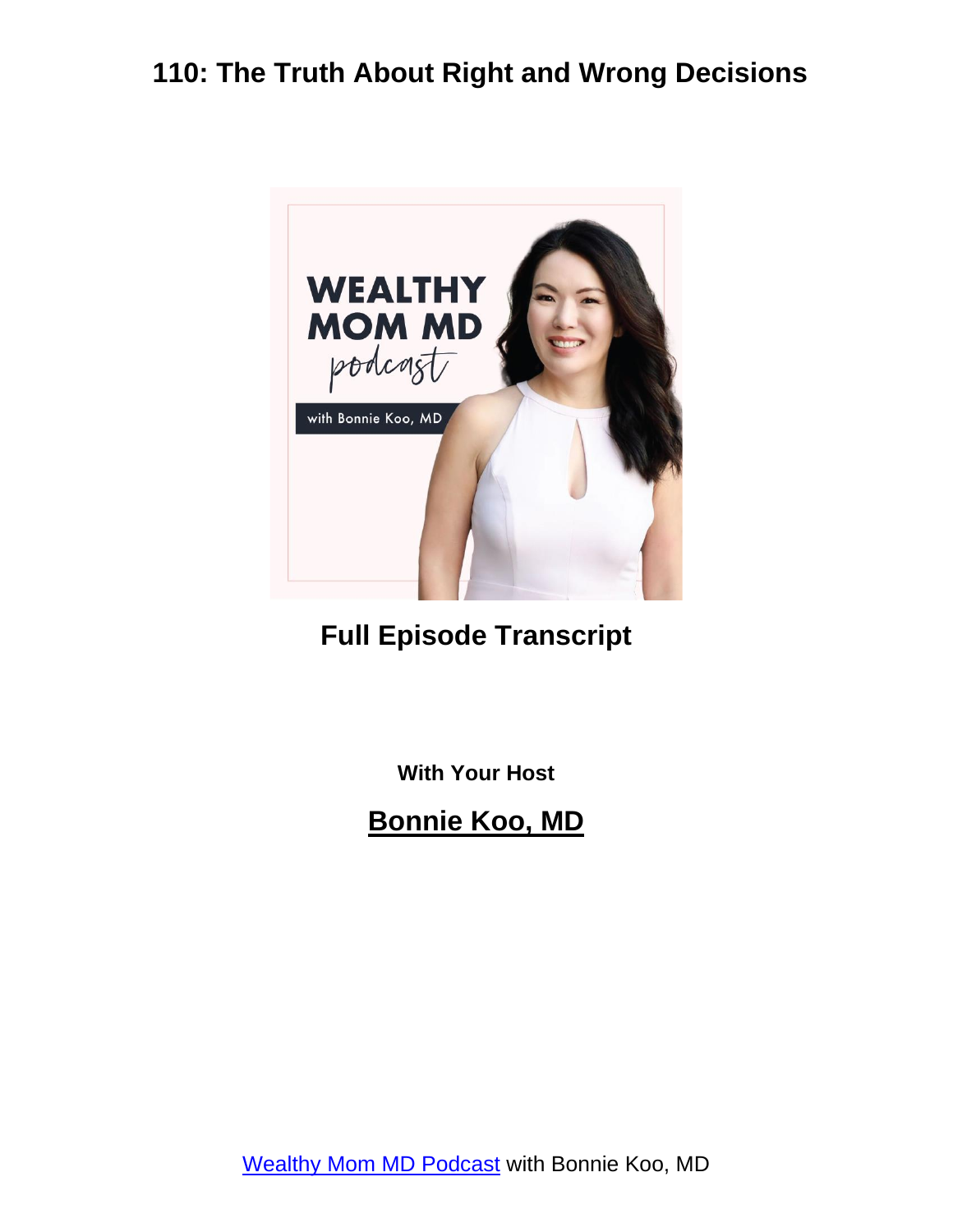# 110: The Truth About Right and Wrong Decisions

## Full Episode Transcript

**With Your Host**

## Bonnie Koo, MD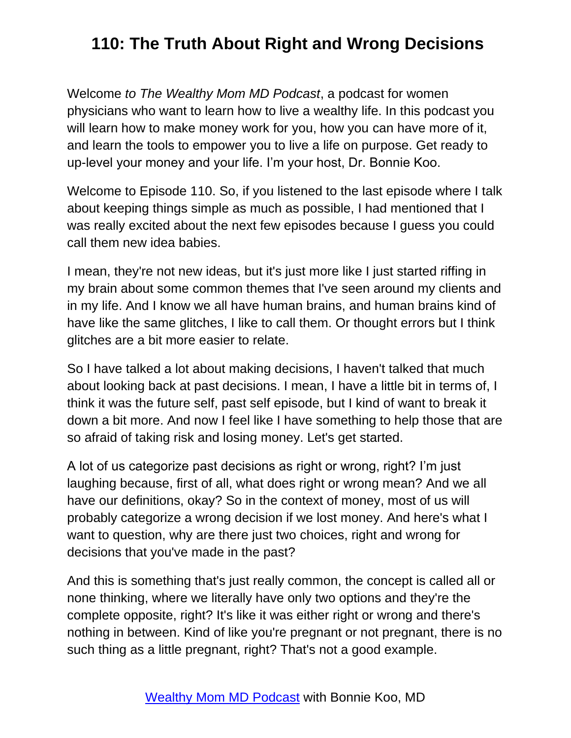# 110: The Truth About Right and Wrong Decisions

Welcome *to The Wealthy Mom MD Podcast*, a podcast for women physicians who want to learn how to live a wealthy life. In this podcast you will learn how to make money work for you, how you can have more of it, and learn the tools to empower you to live a life on purpose. Get ready to up-level your money and your life. I'm your host, Dr. Bonnie Koo.

Welcome to Episode 110. So, if you listened to the last episode where I talk about keeping things simple as much as possible, I had mentioned that I was really excited about the next few episodes because I guess you could call them new idea babies.

I mean, they're not new ideas, but it's just more like I just started riffing in my brain about some common themes that I've seen around my clients and in my life. And I know we all have human brains, and human brains kind of have like the same glitches, I like to call them. Or thought errors but I think glitches are a bit more easier to relate.

So I have talked a lot about making decisions, I haven't talked that much about looking back at past decisions. I mean, I have a little bit in terms of, I think it was the future self, past self episode, but I kind of want to break it down a bit more. And now I feel like I have something to help those that are so afraid of taking risk and losing money. Let's get started.

A lot of us categorize past decisions as right or wrong, right? I'm just laughing because, first of all, what does right or wrong mean? And we all have our definitions, okay? So in the context of money, most of us will probably categorize a wrong decision if we lost money. And here's what I want to question, why are there just two choices, right and wrong for decisions that you've made in the past?

And this is something that's just really common, the concept is called all or none thinking, where we literally have only two options and they're the complete opposite, right? It's like it was either right or wrong and there's nothing in between. Kind of like you're pregnant or not pregnant, there is no such thing as a little pregnant, right? That's not a good example.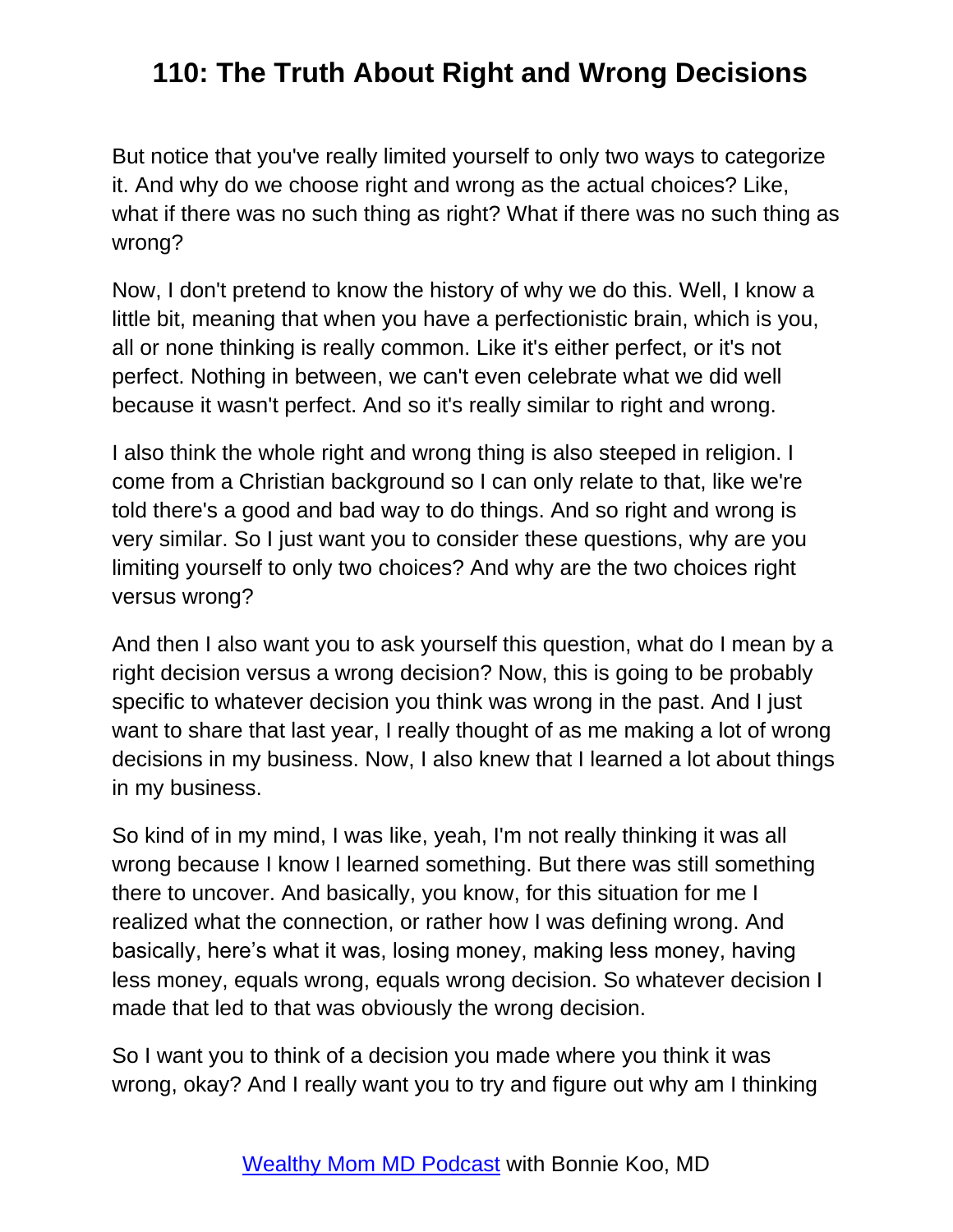But notice that you've really limited yourself to only two ways to categorize it. And why do we choose right and wrong as the actual choices? Like, what if there was no such thing as right? What if there was no such thing as wrong?

Now, I don't pretend to know the history of why we do this. Well, I know a little bit, meaning that when you have a perfectionistic brain, which is you, all or none thinking is really common. Like it's either perfect, or it's not perfect. Nothing in between, we can't even celebrate what we did well because it wasn't perfect. And so it's really similar to right and wrong.

I also think the whole right and wrong thing is also steeped in religion. I come from a Christian background so I can only relate to that, like we're told there's a good and bad way to do things. And so right and wrong is very similar. So I just want you to consider these questions, why are you limiting yourself to only two choices? And why are the two choices right versus wrong?

And then I also want you to ask yourself this question, what do I mean by a right decision versus a wrong decision? Now, this is going to be probably specific to whatever decision you think was wrong in the past. And I just want to share that last year, I really thought of as me making a lot of wrong decisions in my business. Now, I also knew that I learned a lot about things in my business.

So kind of in my mind, I was like, yeah, I'm not really thinking it was all wrong because I know I learned something. But there was still something there to uncover. And basically, you know, for this situation for me I realized what the connection, or rather how I was defining wrong. And basically, here's what it was, losing money, making less money, having less money, equals wrong, equals wrong decision. So whatever decision I made that led to that was obviously the wrong decision.

So I want you to think of a decision you made where you think it was wrong, okay? And I really want you to try and figure out why am I thinking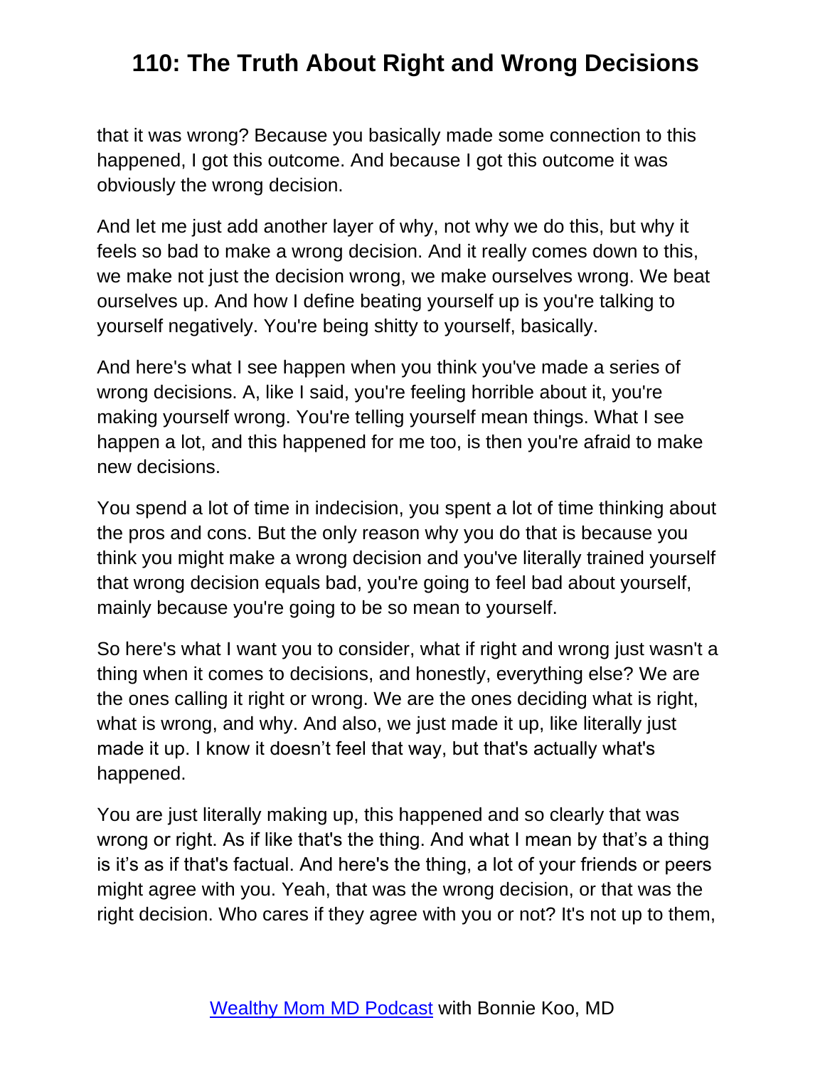that it was wrong? Because you basically made some connection to this happened, I got this outcome. And because I got this outcome it was obviously the wrong decision.

And let me just add another layer of why, not why we do this, but why it feels so bad to make a wrong decision. And it really comes down to this, we make not just the decision wrong, we make ourselves wrong. We beat ourselves up. And how I define beating yourself up is you're talking to yourself negatively. You're being shitty to yourself, basically.

And here's what I see happen when you think you've made a series of wrong decisions. A, like I said, you're feeling horrible about it, you're making yourself wrong. You're telling yourself mean things. What I see happen a lot, and this happened for me too, is then you're afraid to make new decisions.

You spend a lot of time in indecision, you spent a lot of time thinking about the pros and cons. But the only reason why you do that is because you think you might make a wrong decision and you've literally trained yourself that wrong decision equals bad, you're going to feel bad about yourself, mainly because you're going to be so mean to yourself.

So here's what I want you to consider, what if right and wrong just wasn't a thing when it comes to decisions, and honestly, everything else? We are the ones calling it right or wrong. We are the ones deciding what is right, what is wrong, and why. And also, we just made it up, like literally just made it up. I know it doesn’t feel that way, but that's actually what's happened.

You are just literally making up, this happened and so clearly that was wrong or right. As if like that's the thing. And what I mean by that’s a thing is it’s as if that's factual. And here's the thing, a lot of your friends or peers might agree with you. Yeah, that was the wrong decision, or that was the right decision. Who cares if they agree with you or not? It's not up to them,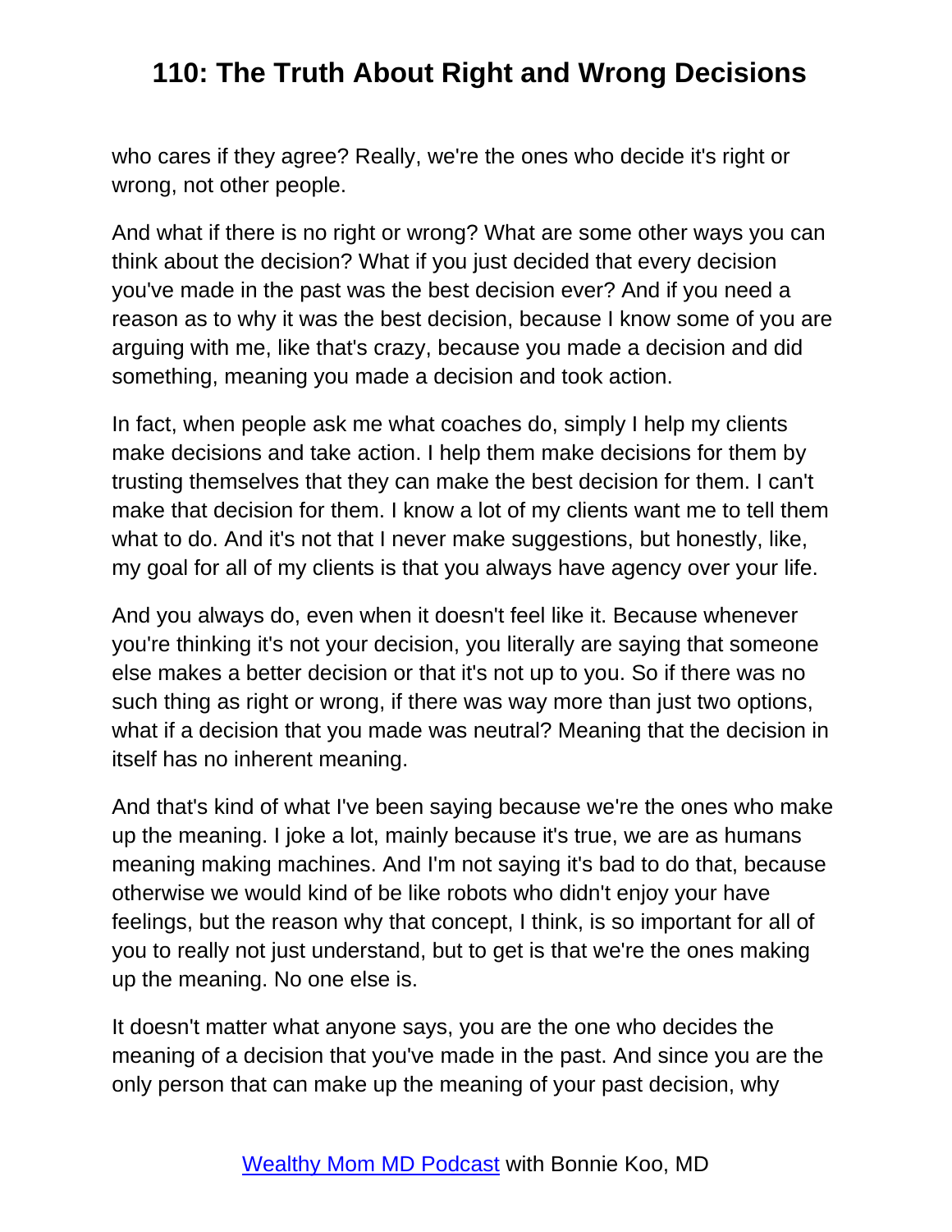who cares if they agree? Really, we're the ones who decide it's right or wrong, not other people.

And what if there is no right or wrong? What are some other ways you can think about the decision? What if you just decided that every decision you've made in the past was the best decision ever? And if you need a reason as to why it was the best decision, because I know some of you are arguing with me, like that's crazy, because you made a decision and did something, meaning you made a decision and took action.

In fact, when people ask me what coaches do, simply I help my clients make decisions and take action. I help them make decisions for them by trusting themselves that they can make the best decision for them. I can't make that decision for them. I know a lot of my clients want me to tell them what to do. And it's not that I never make suggestions, but honestly, like, my goal for all of my clients is that you always have agency over your life.

And you always do, even when it doesn't feel like it. Because whenever you're thinking it's not your decision, you literally are saying that someone else makes a better decision or that it's not up to you. So if there was no such thing as right or wrong, if there was way more than just two options, what if a decision that you made was neutral? Meaning that the decision in itself has no inherent meaning.

And that's kind of what I've been saying because we're the ones who make up the meaning. I joke a lot, mainly because it's true, we are as humans meaning making machines. And I'm not saying it's bad to do that, because otherwise we would kind of be like robots who didn't enjoy your have feelings, but the reason why that concept, I think, is so important for all of you to really not just understand, but to get is that we're the ones making up the meaning. No one else is.

It doesn't matter what anyone says, you are the one who decides the meaning of a decision that you've made in the past. And since you are the only person that can make up the meaning of your past decision, why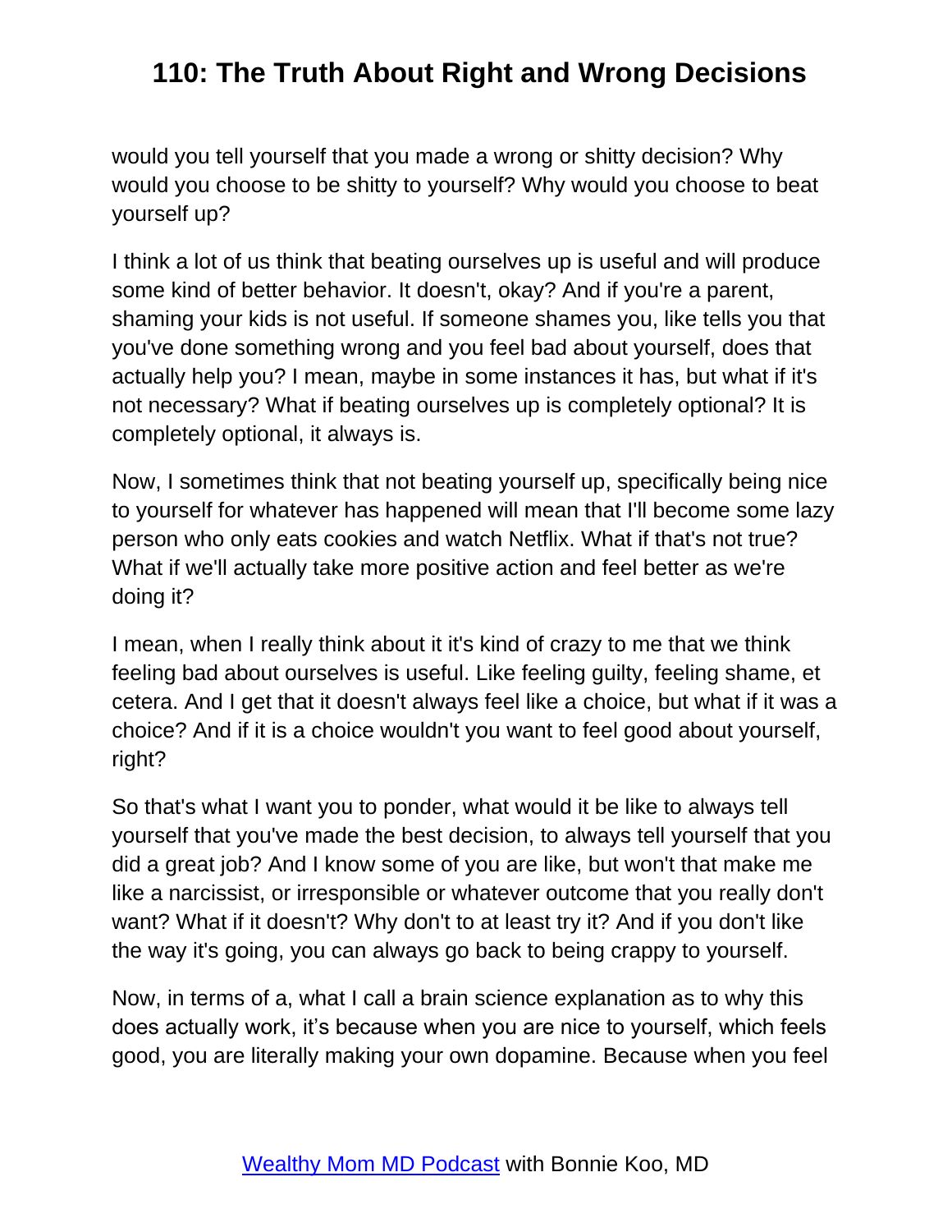would you tell yourself that you made a wrong or shitty decision? Why would you choose to be shitty to yourself? Why would you choose to beat yourself up?

I think a lot of us think that beating ourselves up is useful and will produce some kind of better behavior. It doesn't, okay? And if you're a parent, shaming your kids is not useful. If someone shames you, like tells you that you've done something wrong and you feel bad about yourself, does that actually help you? I mean, maybe in some instances it has, but what if it's not necessary? What if beating ourselves up is completely optional? It is completely optional, it always is.

Now, I sometimes think that not beating yourself up, specifically being nice to yourself for whatever has happened will mean that I'll become some lazy person who only eats cookies and watch Netflix. What if that's not true? What if we'll actually take more positive action and feel better as we're doing it?

I mean, when I really think about it it's kind of crazy to me that we think feeling bad about ourselves is useful. Like feeling guilty, feeling shame, et cetera. And I get that it doesn't always feel like a choice, but what if it was a choice? And if it is a choice wouldn't you want to feel good about yourself, right?

So that's what I want you to ponder, what would it be like to always tell yourself that you've made the best decision, to always tell yourself that you did a great job? And I know some of you are like, but won't that make me like a narcissist, or irresponsible or whatever outcome that you really don't want? What if it doesn't? Why don't to at least try it? And if you don't like the way it's going, you can always go back to being crappy to yourself.

Now, in terms of a, what I call a brain science explanation as to why this does actually work, it’s because when you are nice to yourself, which feels good, you are literally making your own dopamine. Because when you feel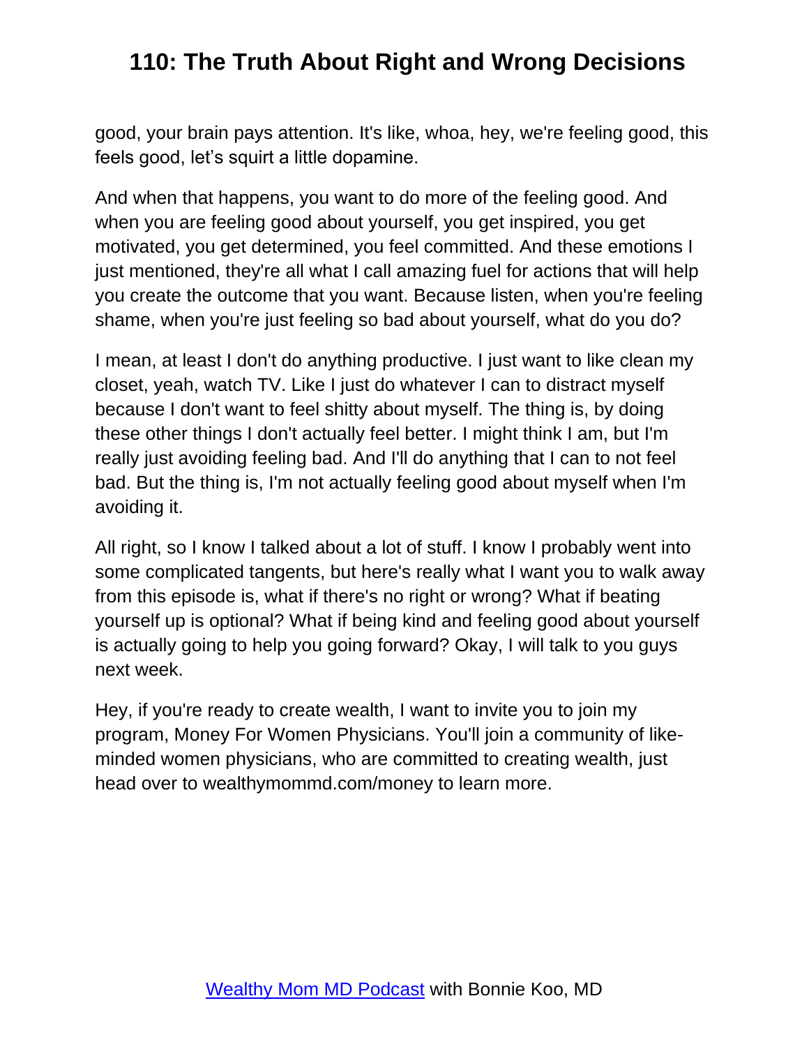good, your brain pays attention. It's like, whoa, hey, we're feeling good, this feels good, let's squirt a little dopamine.

And when that happens, you want to do more of the feeling good. And when you are feeling good about yourself, you get inspired, you get motivated, you get determined, you feel committed. And these emotions I just mentioned, they're all what I call amazing fuel for actions that will help you create the outcome that you want. Because listen, when you're feeling shame, when you're just feeling so bad about yourself, what do you do?

I mean, at least I don't do anything productive. I just want to like clean my closet, yeah, watch TV. Like I just do whatever I can to distract myself because I don't want to feel shitty about myself. The thing is, by doing these other things I don't actually feel better. I might think I am, but I'm really just avoiding feeling bad. And I'll do anything that I can to not feel bad. But the thing is, I'm not actually feeling good about myself when I'm avoiding it.

All right, so I know I talked about a lot of stuff. I know I probably went into some complicated tangents, but here's really what I want you to walk away from this episode is, what if there's no right or wrong? What if beating yourself up is optional? What if being kind and feeling good about yourself is actually going to help you going forward? Okay, I will talk to you guys next week.

Hey, if you're ready to create wealth, I want to invite you to join my program, Money For Women Physicians. You'll join a community of like-minded women physicians, who are committed to creating wealth, just head over to wealthymommd.com/money to learn more.